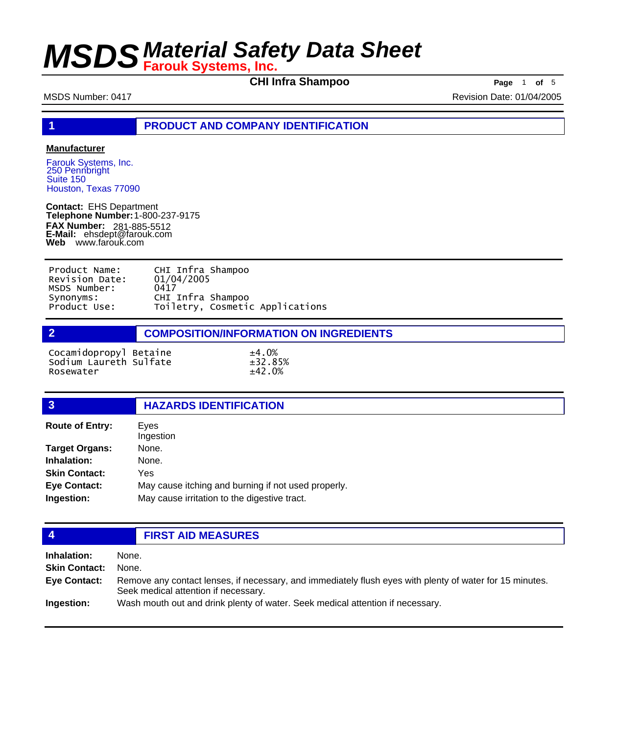# MSDS Material Safety Data Sheet

**Farouk Systems, Inc.**

**CHI Infra Shampoo**

MSDS Number: 0417 | Revision Date: 01/04/2005

## 1 PRODUCT AND COMPANY IDENTIFICATION

**Manufacturer**

Farouk Systems, Inc.
250 Pennbright
Suite 150
Houston, Texas 77090

**Contact:** EHS Department
**Telephone Number:** 1-800-237-9175
**FAX Number:** 281-885-5512
**E-Mail:** ehsdept@farouk.com
**Web** www.farouk.com

| | |
|---|---|
| Product Name: | CHI Infra Shampoo |
| Revision Date: | 01/04/2005 |
| MSDS Number: | 0417 |
| Synonyms: | CHI Infra Shampoo |
| Product Use: | Toiletry, Cosmetic Applications |

## 2 COMPOSITION/INFORMATION ON INGREDIENTS

| | |
|---|---|
| Cocamidopropyl Betaine | ±4.0% |
| Sodium Laureth Sulfate | ±32.85% |
| Rosewater | ±42.0% |

## 3 HAZARDS IDENTIFICATION

**Route of Entry:** Eyes
Ingestion

**Target Organs:** None.

**Inhalation:** None.

**Skin Contact:** Yes

**Eye Contact:** May cause itching and burning if not used properly.

**Ingestion:** May cause irritation to the digestive tract.

## 4 FIRST AID MEASURES

**Inhalation:** None.

**Skin Contact:** None.

**Eye Contact:** Remove any contact lenses, if necessary, and immediately flush eyes with plenty of water for 15 minutes. Seek medical attention if necessary.

**Ingestion:** Wash mouth out and drink plenty of water. Seek medical attention if necessary.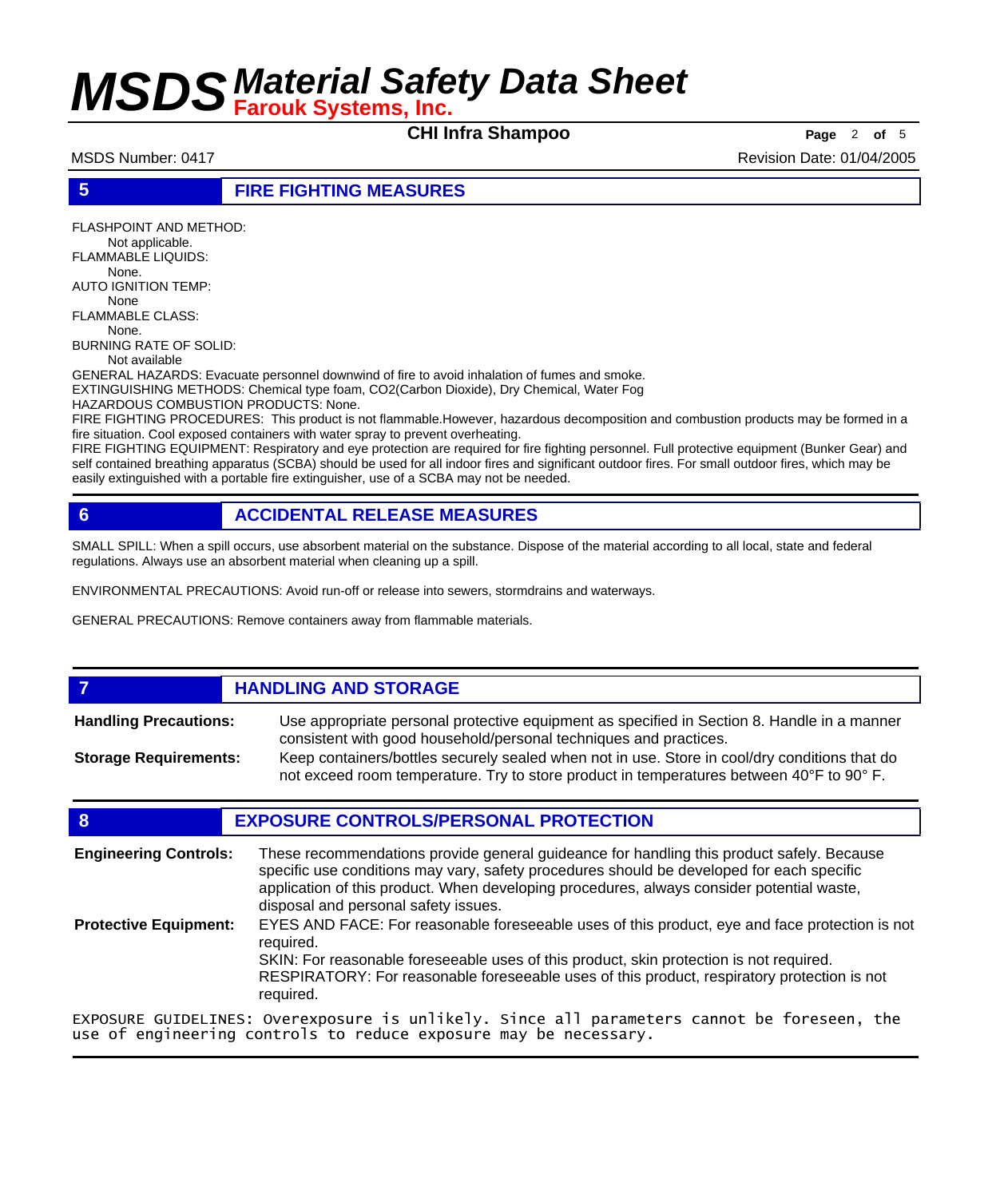## 5 FIRE FIGHTING MEASURES

FLASHPOINT AND METHOD:
Not applicable.
FLAMMABLE LIQUIDS:
None.
AUTO IGNITION TEMP:
None
FLAMMABLE CLASS:
None.
BURNING RATE OF SOLID:
Not available

GENERAL HAZARDS: Evacuate personnel downwind of fire to avoid inhalation of fumes and smoke.
EXTINGUISHING METHODS: Chemical type foam, CO2(Carbon Dioxide), Dry Chemical, Water Fog
HAZARDOUS COMBUSTION PRODUCTS: None.
FIRE FIGHTING PROCEDURES: This product is not flammable.However, hazardous decomposition and combustion products may be formed in a fire situation. Cool exposed containers with water spray to prevent overheating.
FIRE FIGHTING EQUIPMENT: Respiratory and eye protection are required for fire fighting personnel. Full protective equipment (Bunker Gear) and self contained breathing apparatus (SCBA) should be used for all indoor fires and significant outdoor fires. For small outdoor fires, which may be easily extinguished with a portable fire extinguisher, use of a SCBA may not be needed.

## 6 ACCIDENTAL RELEASE MEASURES

SMALL SPILL: When a spill occurs, use absorbent material on the substance. Dispose of the material according to all local, state and federal regulations. Always use an absorbent material when cleaning up a spill.

ENVIRONMENTAL PRECAUTIONS: Avoid run-off or release into sewers, stormdrains and waterways.

GENERAL PRECAUTIONS: Remove containers away from flammable materials.

## 7 HANDLING AND STORAGE

**Handling Precautions:** Use appropriate personal protective equipment as specified in Section 8. Handle in a manner consistent with good household/personal techniques and practices.

**Storage Requirements:** Keep containers/bottles securely sealed when not in use. Store in cool/dry conditions that do not exceed room temperature. Try to store product in temperatures between 40°F to 90° F.

## 8 EXPOSURE CONTROLS/PERSONAL PROTECTION

**Engineering Controls:** These recommendations provide general guideance for handling this product safely. Because specific use conditions may vary, safety procedures should be developed for each specific application of this product. When developing procedures, always consider potential waste, disposal and personal safety issues.

**Protective Equipment:** EYES AND FACE: For reasonable foreseeable uses of this product, eye and face protection is not required.
SKIN: For reasonable foreseeable uses of this product, skin protection is not required.
RESPIRATORY: For reasonable foreseeable uses of this product, respiratory protection is not required.

EXPOSURE GUIDELINES: Overexposure is unlikely. Since all parameters cannot be foreseen, the use of engineering controls to reduce exposure may be necessary.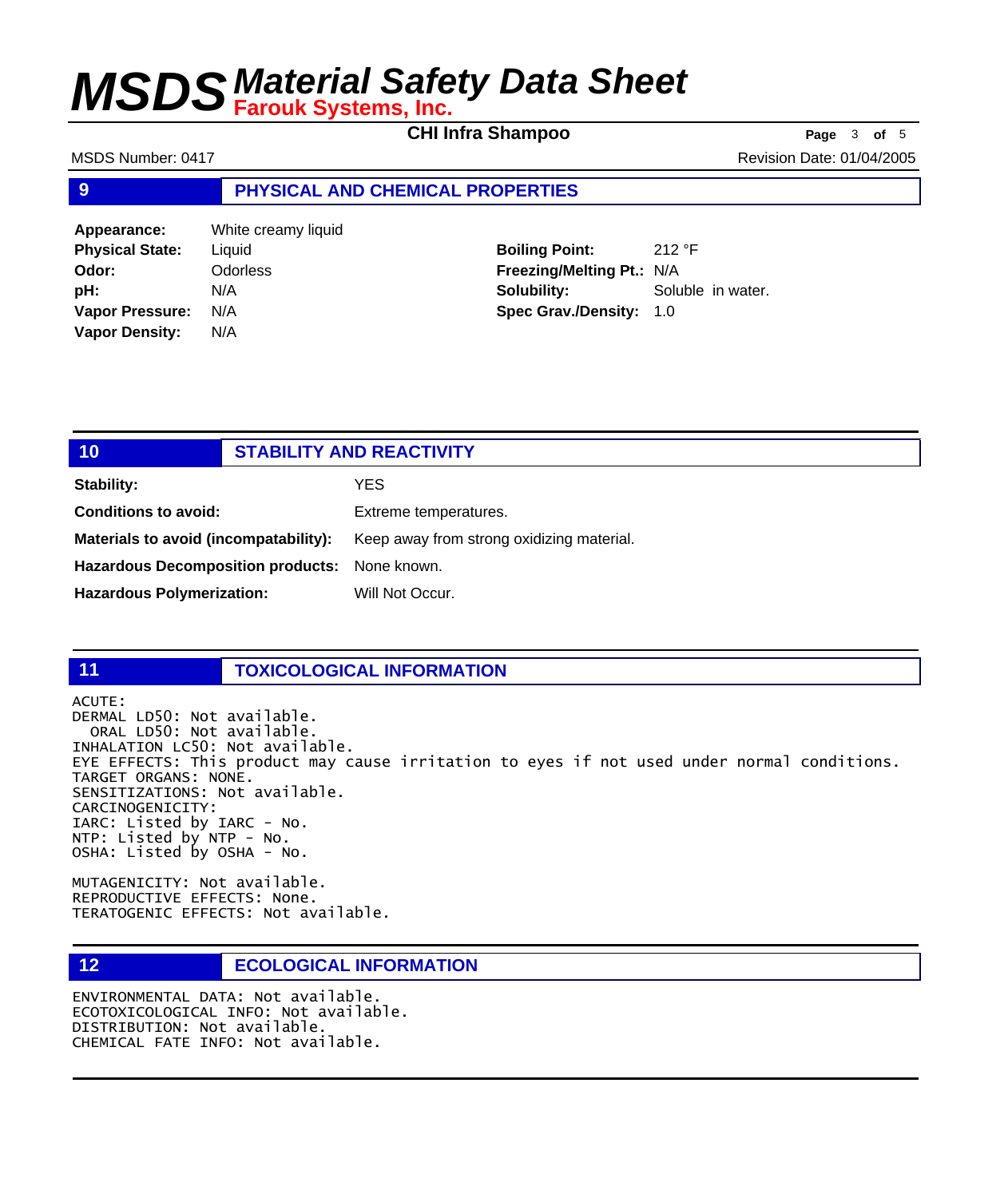## 9 PHYSICAL AND CHEMICAL PROPERTIES

| | | | |
|---|---|---|---|
| **Appearance:** | White creamy liquid | | |
| **Physical State:** | Liquid | **Boiling Point:** | 212 °F |
| **Odor:** | Odorless | **Freezing/Melting Pt.:** | N/A |
| **pH:** | N/A | **Solubility:** | Soluble in water. |
| **Vapor Pressure:** | N/A | **Spec Grav./Density:** | 1.0 |
| **Vapor Density:** | N/A | | |

## 10 STABILITY AND REACTIVITY

**Stability:** YES

**Conditions to avoid:** Extreme temperatures.

**Materials to avoid (incompatability):** Keep away from strong oxidizing material.

**Hazardous Decomposition products:** None known.

**Hazardous Polymerization:** Will Not Occur.

## 11 TOXICOLOGICAL INFORMATION

ACUTE:
DERMAL LD50: Not available.
ORAL LD50: Not available.
INHALATION LC50: Not available.
EYE EFFECTS: This product may cause irritation to eyes if not used under normal conditions.
TARGET ORGANS: NONE.
SENSITIZATIONS: Not available.
CARCINOGENICITY:
IARC: Listed by IARC - No.
NTP: Listed by NTP - No.
OSHA: Listed by OSHA - No.

MUTAGENICITY: Not available.
REPRODUCTIVE EFFECTS: None.
TERATOGENIC EFFECTS: Not available.

## 12 ECOLOGICAL INFORMATION

ENVIRONMENTAL DATA: Not available.
ECOTOXICOLOGICAL INFO: Not available.
DISTRIBUTION: Not available.
CHEMICAL FATE INFO: Not available.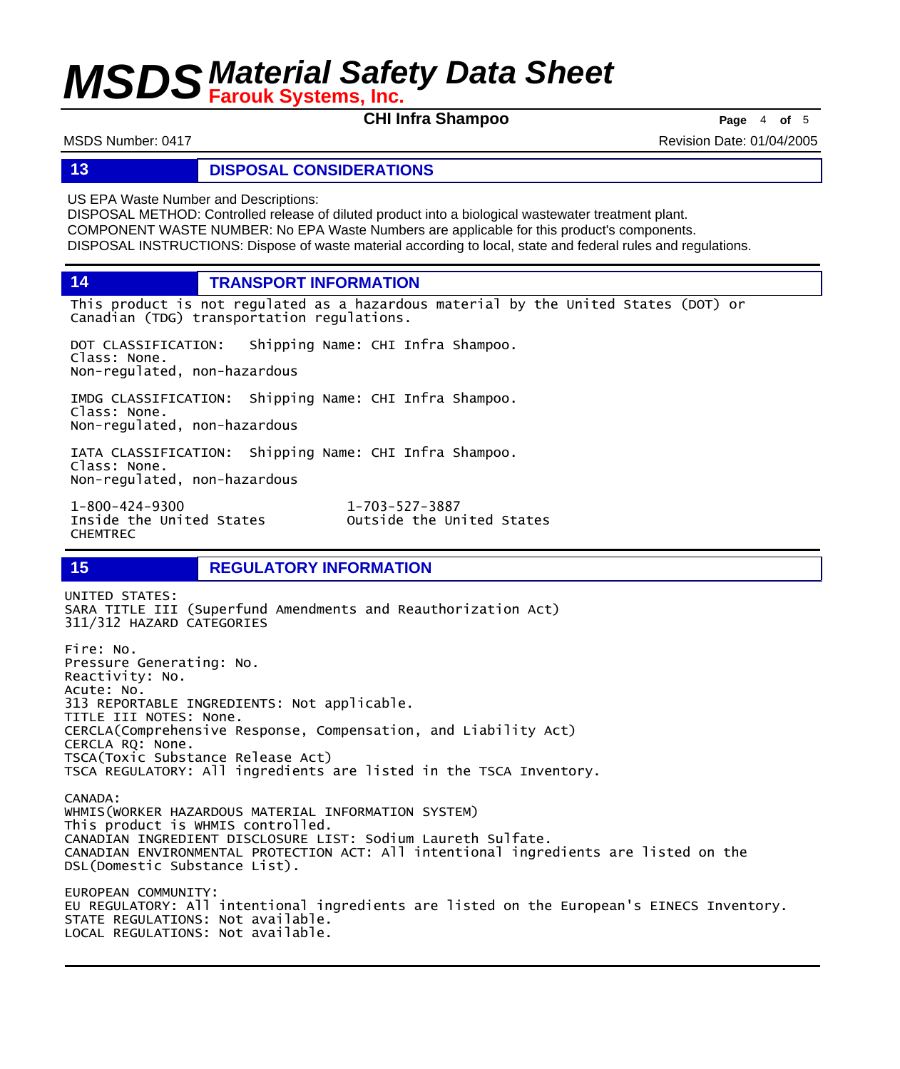## 13 DISPOSAL CONSIDERATIONS

US EPA Waste Number and Descriptions:
DISPOSAL METHOD: Controlled release of diluted product into a biological wastewater treatment plant.
COMPONENT WASTE NUMBER: No EPA Waste Numbers are applicable for this product's components.
DISPOSAL INSTRUCTIONS: Dispose of waste material according to local, state and federal rules and regulations.

## 14 TRANSPORT INFORMATION

This product is not regulated as a hazardous material by the United States (DOT) or Canadian (TDG) transportation regulations.

DOT CLASSIFICATION: Shipping Name: CHI Infra Shampoo.
Class: None.
Non-regulated, non-hazardous

IMDG CLASSIFICATION: Shipping Name: CHI Infra Shampoo.
Class: None.
Non-regulated, non-hazardous

IATA CLASSIFICATION: Shipping Name: CHI Infra Shampoo.
Class: None.
Non-regulated, non-hazardous

1-800-424-9300
Inside the United States
CHEMTREC

1-703-527-3887
Outside the United States

## 15 REGULATORY INFORMATION

UNITED STATES:
SARA TITLE III (Superfund Amendments and Reauthorization Act)
311/312 HAZARD CATEGORIES

Fire: No.
Pressure Generating: No.
Reactivity: No.
Acute: No.
313 REPORTABLE INGREDIENTS: Not applicable.
TITLE III NOTES: None.
CERCLA(Comprehensive Response, Compensation, and Liability Act)
CERCLA RQ: None.
TSCA(Toxic Substance Release Act)
TSCA REGULATORY: All ingredients are listed in the TSCA Inventory.

CANADA:
WHMIS(WORKER HAZARDOUS MATERIAL INFORMATION SYSTEM)
This product is WHMIS controlled.
CANADIAN INGREDIENT DISCLOSURE LIST: Sodium Laureth Sulfate.
CANADIAN ENVIRONMENTAL PROTECTION ACT: All intentional ingredients are listed on the DSL(Domestic Substance List).

EUROPEAN COMMUNITY:
EU REGULATORY: All intentional ingredients are listed on the European's EINECS Inventory.
STATE REGULATIONS: Not available.
LOCAL REGULATIONS: Not available.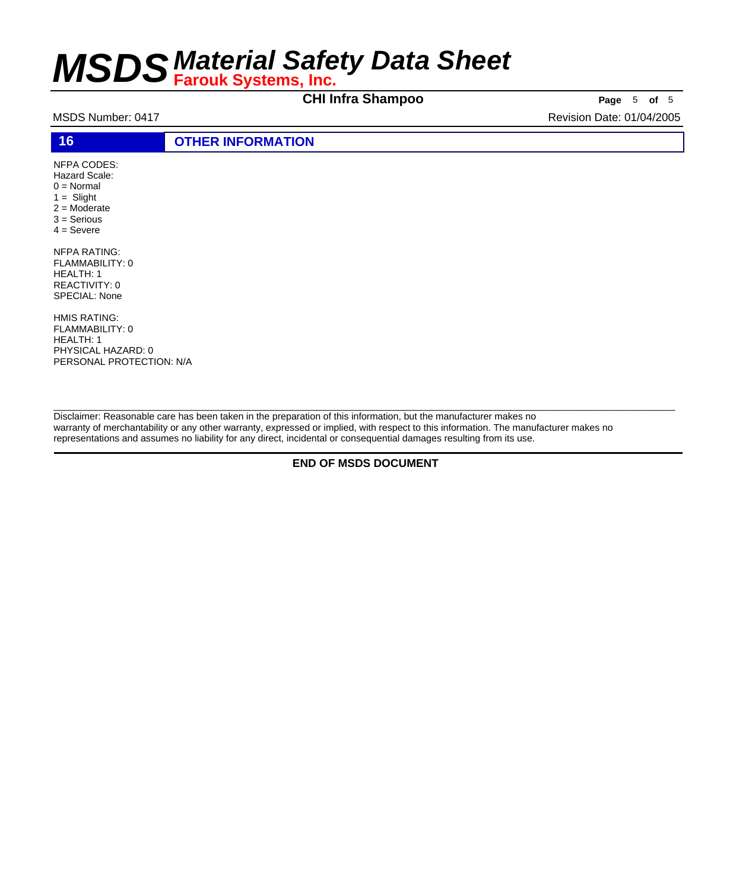## 16 OTHER INFORMATION

NFPA CODES:
Hazard Scale:
0 = Normal
1 = Slight
2 = Moderate
3 = Serious
4 = Severe

NFPA RATING:
FLAMMABILITY: 0
HEALTH: 1
REACTIVITY: 0
SPECIAL: None

HMIS RATING:
FLAMMABILITY: 0
HEALTH: 1
PHYSICAL HAZARD: 0
PERSONAL PROTECTION: N/A

---

Disclaimer: Reasonable care has been taken in the preparation of this information, but the manufacturer makes no warranty of merchantability or any other warranty, expressed or implied, with respect to this information. The manufacturer makes no representations and assumes no liability for any direct, incidental or consequential damages resulting from its use.

---

**END OF MSDS DOCUMENT**